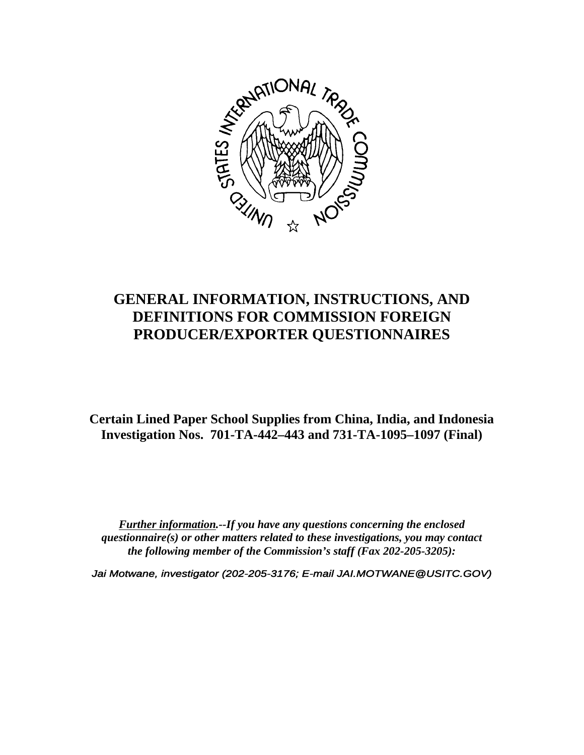# GENERAL INFORMATION, INSTRUCTIONS, AND DEFINITIONS FOR COMMISSION FOREIGN PRODUCER/EXPORTER QUESTIONNAIRES

**Certain Lined Paper School Supplies from China, India, and Indonesia**
**Investigation Nos. 701-TA-442–443 and 731-TA-1095–1097 (Final)**

***Further information.*--*If you have any questions concerning the enclosed questionnaire(s) or other matters related to these investigations, you may contact the following member of the Commission's staff (Fax 202-205-3205):***

*Jai Motwane, investigator (202-205-3176; E-mail JAI.MOTWANE@USITC.GOV)*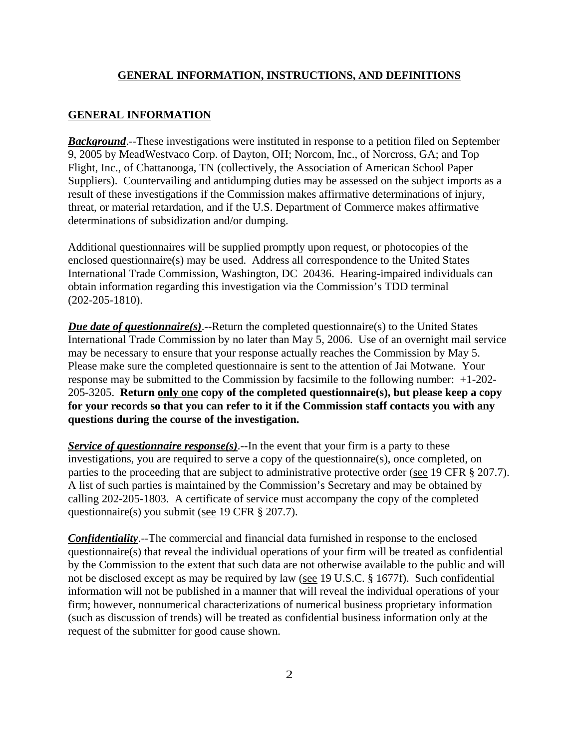## GENERAL INFORMATION, INSTRUCTIONS, AND DEFINITIONS

### GENERAL INFORMATION

***Background***.--These investigations were instituted in response to a petition filed on September 9, 2005 by MeadWestvaco Corp. of Dayton, OH; Norcom, Inc., of Norcross, GA; and Top Flight, Inc., of Chattanooga, TN (collectively, the Association of American School Paper Suppliers). Countervailing and antidumping duties may be assessed on the subject imports as a result of these investigations if the Commission makes affirmative determinations of injury, threat, or material retardation, and if the U.S. Department of Commerce makes affirmative determinations of subsidization and/or dumping.

Additional questionnaires will be supplied promptly upon request, or photocopies of the enclosed questionnaire(s) may be used. Address all correspondence to the United States International Trade Commission, Washington, DC 20436. Hearing-impaired individuals can obtain information regarding this investigation via the Commission's TDD terminal (202-205-1810).

***Due date of questionnaire(s)***.--Return the completed questionnaire(s) to the United States International Trade Commission by no later than May 5, 2006. Use of an overnight mail service may be necessary to ensure that your response actually reaches the Commission by May 5. Please make sure the completed questionnaire is sent to the attention of Jai Motwane. Your response may be submitted to the Commission by facsimile to the following number: +1-202-205-3205. **Return only one copy of the completed questionnaire(s), but please keep a copy for your records so that you can refer to it if the Commission staff contacts you with any questions during the course of the investigation.**

***Service of questionnaire response(s)***.--In the event that your firm is a party to these investigations, you are required to serve a copy of the questionnaire(s), once completed, on parties to the proceeding that are subject to administrative protective order (see 19 CFR § 207.7). A list of such parties is maintained by the Commission's Secretary and may be obtained by calling 202-205-1803. A certificate of service must accompany the copy of the completed questionnaire(s) you submit (see 19 CFR § 207.7).

***Confidentiality***.--The commercial and financial data furnished in response to the enclosed questionnaire(s) that reveal the individual operations of your firm will be treated as confidential by the Commission to the extent that such data are not otherwise available to the public and will not be disclosed except as may be required by law (see 19 U.S.C. § 1677f). Such confidential information will not be published in a manner that will reveal the individual operations of your firm; however, nonnumerical characterizations of numerical business proprietary information (such as discussion of trends) will be treated as confidential business information only at the request of the submitter for good cause shown.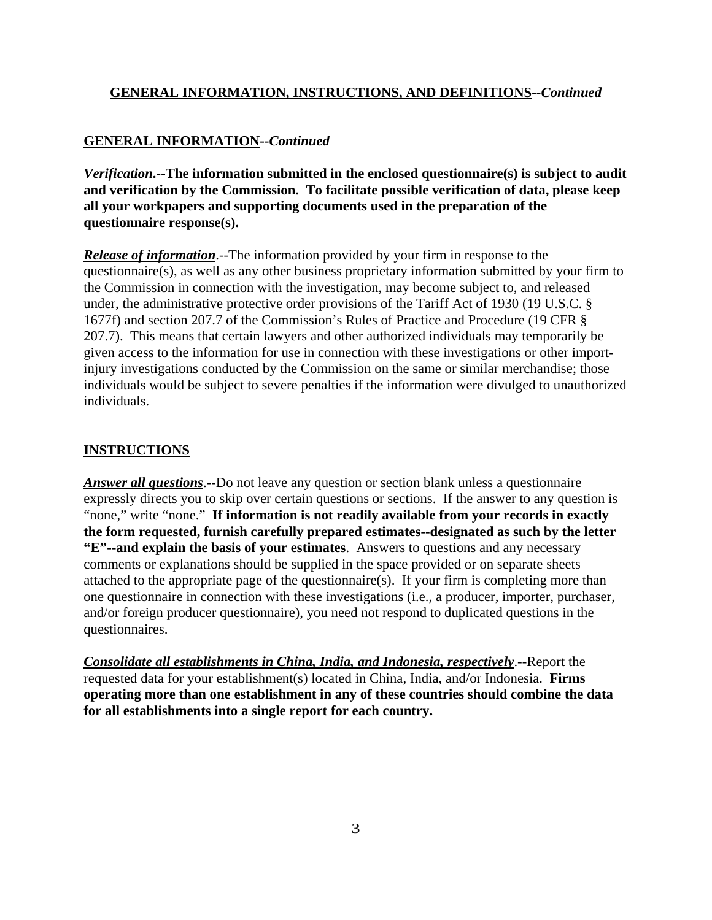## GENERAL INFORMATION, INSTRUCTIONS, AND DEFINITIONS--*Continued*

### GENERAL INFORMATION--*Continued*

***Verification*.--The information submitted in the enclosed questionnaire(s) is subject to audit and verification by the Commission. To facilitate possible verification of data, please keep all your workpapers and supporting documents used in the preparation of the questionnaire response(s).**

***Release of information***.--The information provided by your firm in response to the questionnaire(s), as well as any other business proprietary information submitted by your firm to the Commission in connection with the investigation, may become subject to, and released under, the administrative protective order provisions of the Tariff Act of 1930 (19 U.S.C. § 1677f) and section 207.7 of the Commission's Rules of Practice and Procedure (19 CFR § 207.7). This means that certain lawyers and other authorized individuals may temporarily be given access to the information for use in connection with these investigations or other import-injury investigations conducted by the Commission on the same or similar merchandise; those individuals would be subject to severe penalties if the information were divulged to unauthorized individuals.

### INSTRUCTIONS

***Answer all questions***.--Do not leave any question or section blank unless a questionnaire expressly directs you to skip over certain questions or sections. If the answer to any question is "none," write "none." **If information is not readily available from your records in exactly the form requested, furnish carefully prepared estimates--designated as such by the letter "E"--and explain the basis of your estimates**. Answers to questions and any necessary comments or explanations should be supplied in the space provided or on separate sheets attached to the appropriate page of the questionnaire(s). If your firm is completing more than one questionnaire in connection with these investigations (i.e., a producer, importer, purchaser, and/or foreign producer questionnaire), you need not respond to duplicated questions in the questionnaires.

***Consolidate all establishments in China, India, and Indonesia, respectively***.--Report the requested data for your establishment(s) located in China, India, and/or Indonesia. **Firms operating more than one establishment in any of these countries should combine the data for all establishments into a single report for each country.**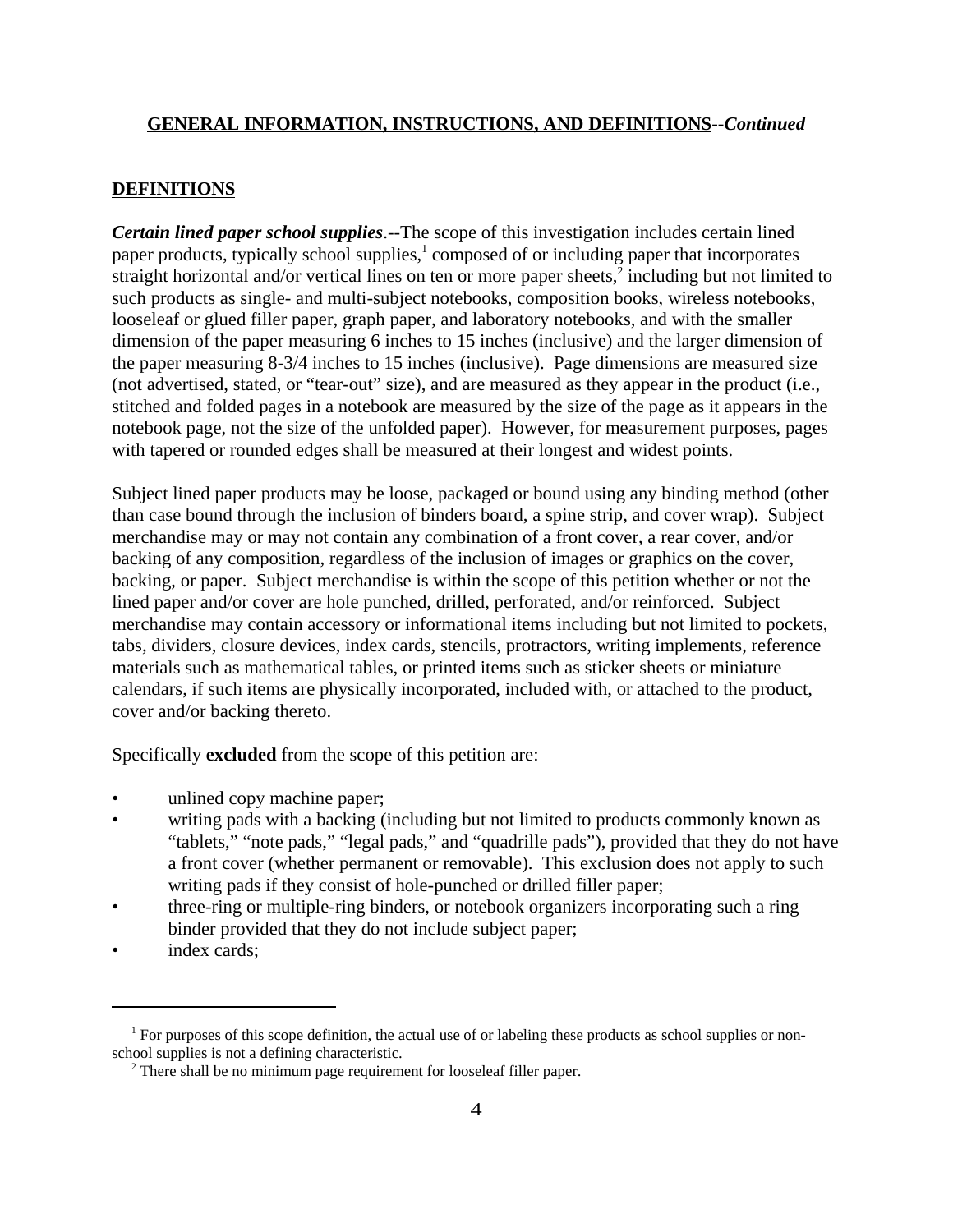## GENERAL INFORMATION, INSTRUCTIONS, AND DEFINITIONS--*Continued*

### DEFINITIONS

***Certain lined paper school supplies***.--The scope of this investigation includes certain lined paper products, typically school supplies,[1] composed of or including paper that incorporates straight horizontal and/or vertical lines on ten or more paper sheets,[2] including but not limited to such products as single- and multi-subject notebooks, composition books, wireless notebooks, looseleaf or glued filler paper, graph paper, and laboratory notebooks, and with the smaller dimension of the paper measuring 6 inches to 15 inches (inclusive) and the larger dimension of the paper measuring 8-3/4 inches to 15 inches (inclusive). Page dimensions are measured size (not advertised, stated, or "tear-out" size), and are measured as they appear in the product (i.e., stitched and folded pages in a notebook are measured by the size of the page as it appears in the notebook page, not the size of the unfolded paper). However, for measurement purposes, pages with tapered or rounded edges shall be measured at their longest and widest points.

Subject lined paper products may be loose, packaged or bound using any binding method (other than case bound through the inclusion of binders board, a spine strip, and cover wrap). Subject merchandise may or may not contain any combination of a front cover, a rear cover, and/or backing of any composition, regardless of the inclusion of images or graphics on the cover, backing, or paper. Subject merchandise is within the scope of this petition whether or not the lined paper and/or cover are hole punched, drilled, perforated, and/or reinforced. Subject merchandise may contain accessory or informational items including but not limited to pockets, tabs, dividers, closure devices, index cards, stencils, protractors, writing implements, reference materials such as mathematical tables, or printed items such as sticker sheets or miniature calendars, if such items are physically incorporated, included with, or attached to the product, cover and/or backing thereto.

Specifically **excluded** from the scope of this petition are:

- unlined copy machine paper;
- writing pads with a backing (including but not limited to products commonly known as "tablets," "note pads," "legal pads," and "quadrille pads"), provided that they do not have a front cover (whether permanent or removable). This exclusion does not apply to such writing pads if they consist of hole-punched or drilled filler paper;
- three-ring or multiple-ring binders, or notebook organizers incorporating such a ring binder provided that they do not include subject paper;
- index cards;

---

[1] For purposes of this scope definition, the actual use of or labeling these products as school supplies or non-school supplies is not a defining characteristic.

[2] There shall be no minimum page requirement for looseleaf filler paper.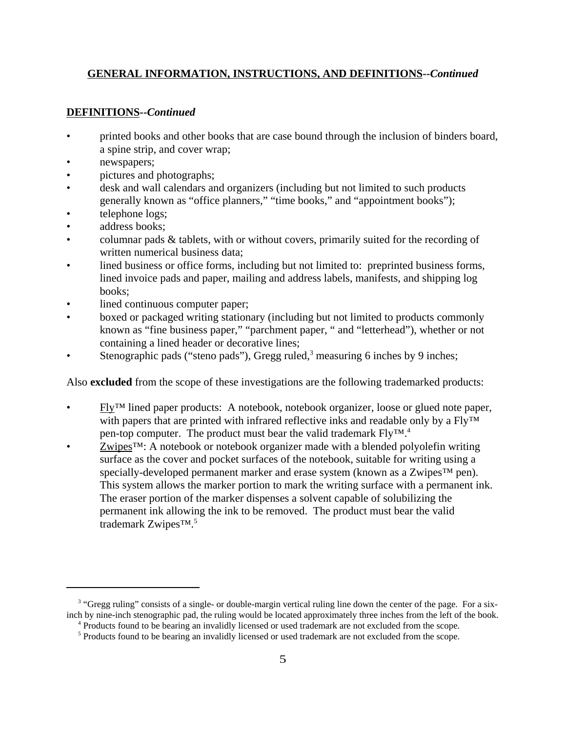## **GENERAL INFORMATION, INSTRUCTIONS, AND DEFINITIONS**--*Continued*

### **DEFINITIONS**--*Continued*

- printed books and other books that are case bound through the inclusion of binders board, a spine strip, and cover wrap;
- newspapers;
- pictures and photographs;
- desk and wall calendars and organizers (including but not limited to such products generally known as "office planners," "time books," and "appointment books");
- telephone logs;
- address books;
- columnar pads & tablets, with or without covers, primarily suited for the recording of written numerical business data;
- lined business or office forms, including but not limited to: preprinted business forms, lined invoice pads and paper, mailing and address labels, manifests, and shipping log books;
- lined continuous computer paper;
- boxed or packaged writing stationary (including but not limited to products commonly known as "fine business paper," "parchment paper, " and "letterhead"), whether or not containing a lined header or decorative lines;
- Stenographic pads ("steno pads"), Gregg ruled,[3] measuring 6 inches by 9 inches;

Also **excluded** from the scope of these investigations are the following trademarked products:

- Fly™ lined paper products: A notebook, notebook organizer, loose or glued note paper, with papers that are printed with infrared reflective inks and readable only by a Fly™ pen-top computer. The product must bear the valid trademark Fly™.[4]
- Zwipes™: A notebook or notebook organizer made with a blended polyolefin writing surface as the cover and pocket surfaces of the notebook, suitable for writing using a specially-developed permanent marker and erase system (known as a Zwipes™ pen). This system allows the marker portion to mark the writing surface with a permanent ink. The eraser portion of the marker dispenses a solvent capable of solubilizing the permanent ink allowing the ink to be removed. The product must bear the valid trademark Zwipes™.[5]

---

[3] "Gregg ruling" consists of a single- or double-margin vertical ruling line down the center of the page. For a six-inch by nine-inch stenographic pad, the ruling would be located approximately three inches from the left of the book.

[4] Products found to be bearing an invalidly licensed or used trademark are not excluded from the scope.

[5] Products found to be bearing an invalidly licensed or used trademark are not excluded from the scope.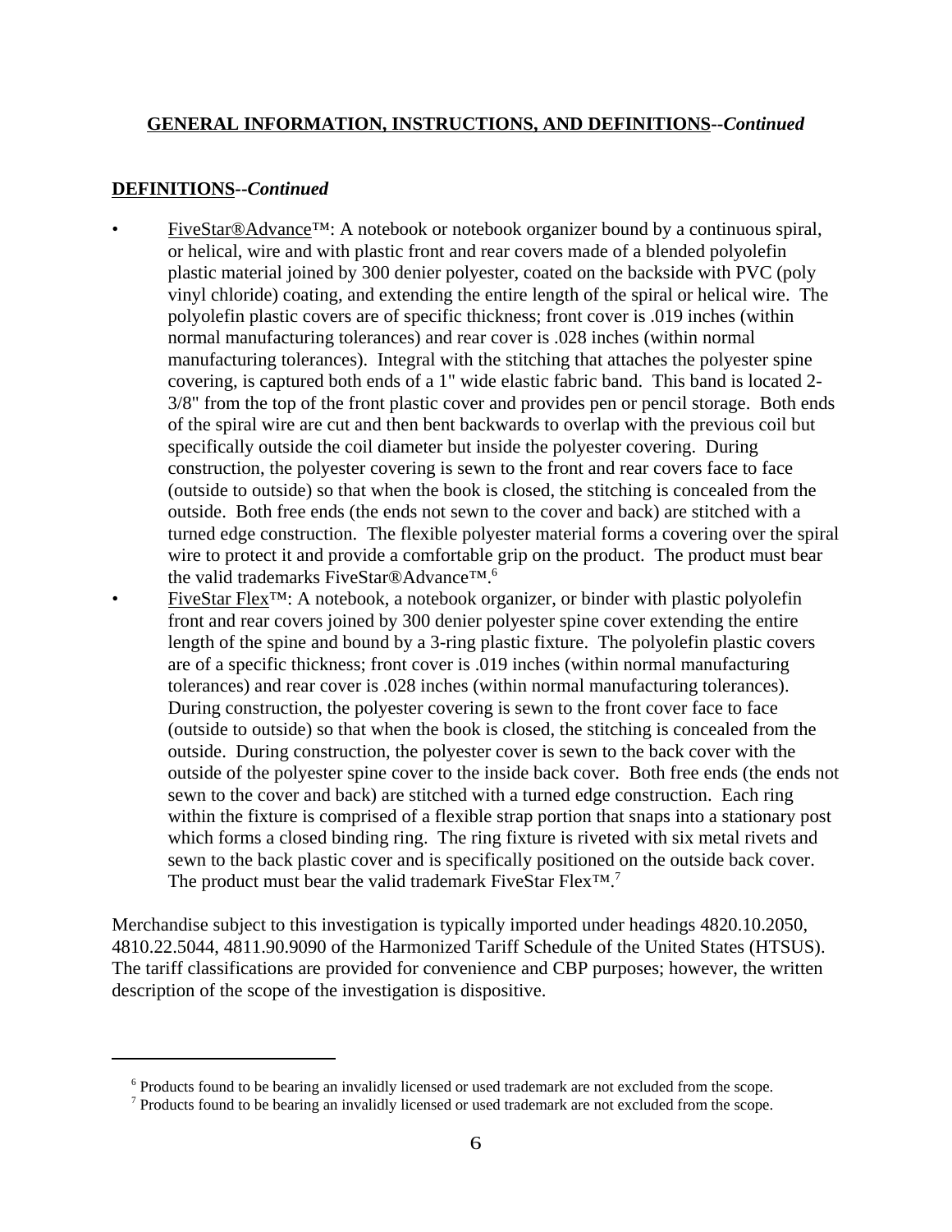**GENERAL INFORMATION, INSTRUCTIONS, AND DEFINITIONS--*Continued***

**DEFINITIONS--*Continued***

- FiveStar®Advance™: A notebook or notebook organizer bound by a continuous spiral, or helical, wire and with plastic front and rear covers made of a blended polyolefin plastic material joined by 300 denier polyester, coated on the backside with PVC (poly vinyl chloride) coating, and extending the entire length of the spiral or helical wire. The polyolefin plastic covers are of specific thickness; front cover is .019 inches (within normal manufacturing tolerances) and rear cover is .028 inches (within normal manufacturing tolerances). Integral with the stitching that attaches the polyester spine covering, is captured both ends of a 1" wide elastic fabric band. This band is located 2-3/8" from the top of the front plastic cover and provides pen or pencil storage. Both ends of the spiral wire are cut and then bent backwards to overlap with the previous coil but specifically outside the coil diameter but inside the polyester covering. During construction, the polyester covering is sewn to the front and rear covers face to face (outside to outside) so that when the book is closed, the stitching is concealed from the outside. Both free ends (the ends not sewn to the cover and back) are stitched with a turned edge construction. The flexible polyester material forms a covering over the spiral wire to protect it and provide a comfortable grip on the product. The product must bear the valid trademarks FiveStar®Advance™.[6]
- FiveStar Flex™: A notebook, a notebook organizer, or binder with plastic polyolefin front and rear covers joined by 300 denier polyester spine cover extending the entire length of the spine and bound by a 3-ring plastic fixture. The polyolefin plastic covers are of a specific thickness; front cover is .019 inches (within normal manufacturing tolerances) and rear cover is .028 inches (within normal manufacturing tolerances). During construction, the polyester covering is sewn to the front cover face to face (outside to outside) so that when the book is closed, the stitching is concealed from the outside. During construction, the polyester cover is sewn to the back cover with the outside of the polyester spine cover to the inside back cover. Both free ends (the ends not sewn to the cover and back) are stitched with a turned edge construction. Each ring within the fixture is comprised of a flexible strap portion that snaps into a stationary post which forms a closed binding ring. The ring fixture is riveted with six metal rivets and sewn to the back plastic cover and is specifically positioned on the outside back cover. The product must bear the valid trademark FiveStar Flex™.[7]

Merchandise subject to this investigation is typically imported under headings 4820.10.2050, 4810.22.5044, 4811.90.9090 of the Harmonized Tariff Schedule of the United States (HTSUS). The tariff classifications are provided for convenience and CBP purposes; however, the written description of the scope of the investigation is dispositive.

---

[6] Products found to be bearing an invalidly licensed or used trademark are not excluded from the scope.

[7] Products found to be bearing an invalidly licensed or used trademark are not excluded from the scope.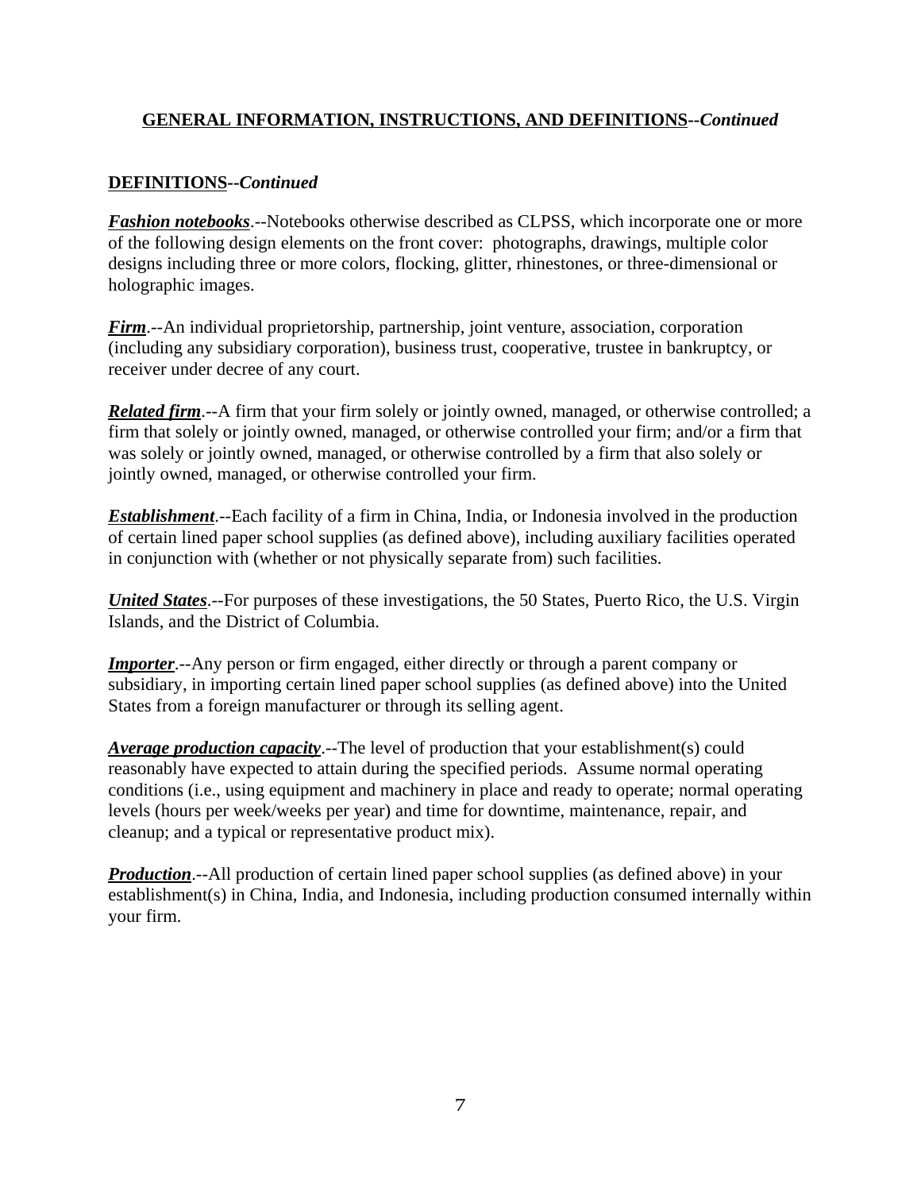## GENERAL INFORMATION, INSTRUCTIONS, AND DEFINITIONS--*Continued*

### DEFINITIONS--*Continued*

***Fashion notebooks***.--Notebooks otherwise described as CLPSS, which incorporate one or more of the following design elements on the front cover: photographs, drawings, multiple color designs including three or more colors, flocking, glitter, rhinestones, or three-dimensional or holographic images.

***Firm***.--An individual proprietorship, partnership, joint venture, association, corporation (including any subsidiary corporation), business trust, cooperative, trustee in bankruptcy, or receiver under decree of any court.

***Related firm***.--A firm that your firm solely or jointly owned, managed, or otherwise controlled; a firm that solely or jointly owned, managed, or otherwise controlled your firm; and/or a firm that was solely or jointly owned, managed, or otherwise controlled by a firm that also solely or jointly owned, managed, or otherwise controlled your firm.

***Establishment***.--Each facility of a firm in China, India, or Indonesia involved in the production of certain lined paper school supplies (as defined above), including auxiliary facilities operated in conjunction with (whether or not physically separate from) such facilities.

***United States***.--For purposes of these investigations, the 50 States, Puerto Rico, the U.S. Virgin Islands, and the District of Columbia.

***Importer***.--Any person or firm engaged, either directly or through a parent company or subsidiary, in importing certain lined paper school supplies (as defined above) into the United States from a foreign manufacturer or through its selling agent.

***Average production capacity***.--The level of production that your establishment(s) could reasonably have expected to attain during the specified periods. Assume normal operating conditions (i.e., using equipment and machinery in place and ready to operate; normal operating levels (hours per week/weeks per year) and time for downtime, maintenance, repair, and cleanup; and a typical or representative product mix).

***Production***.--All production of certain lined paper school supplies (as defined above) in your establishment(s) in China, India, and Indonesia, including production consumed internally within your firm.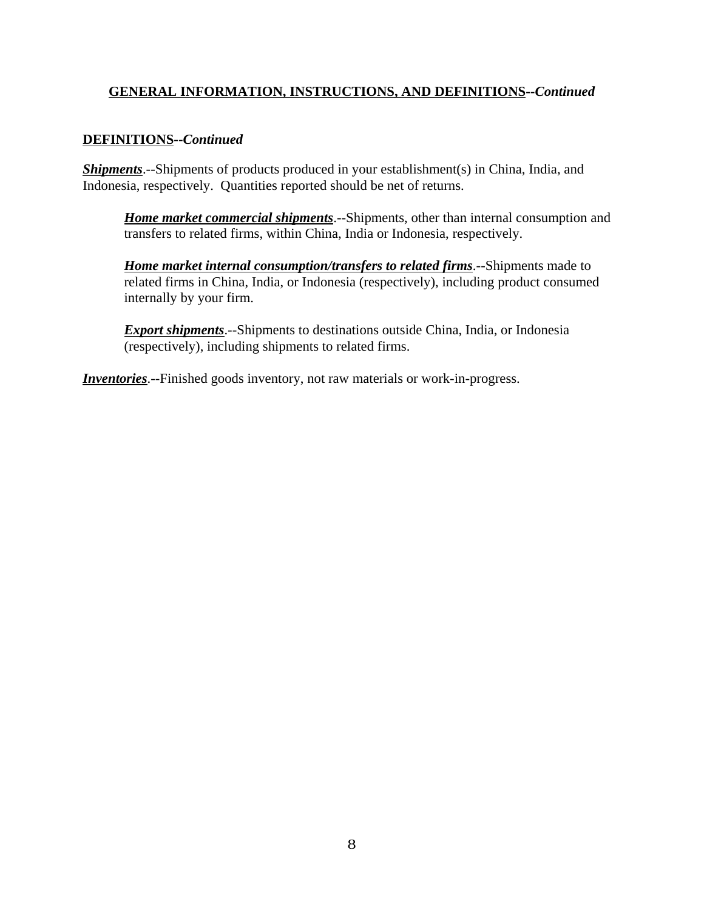**GENERAL INFORMATION, INSTRUCTIONS, AND DEFINITIONS--*Continued***

**DEFINITIONS--*Continued***

***Shipments***.--Shipments of products produced in your establishment(s) in China, India, and Indonesia, respectively. Quantities reported should be net of returns.

> ***Home market commercial shipments***.--Shipments, other than internal consumption and transfers to related firms, within China, India or Indonesia, respectively.
>
> ***Home market internal consumption/transfers to related firms***.--Shipments made to related firms in China, India, or Indonesia (respectively), including product consumed internally by your firm.
>
> ***Export shipments***.--Shipments to destinations outside China, India, or Indonesia (respectively), including shipments to related firms.

***Inventories***.--Finished goods inventory, not raw materials or work-in-progress.